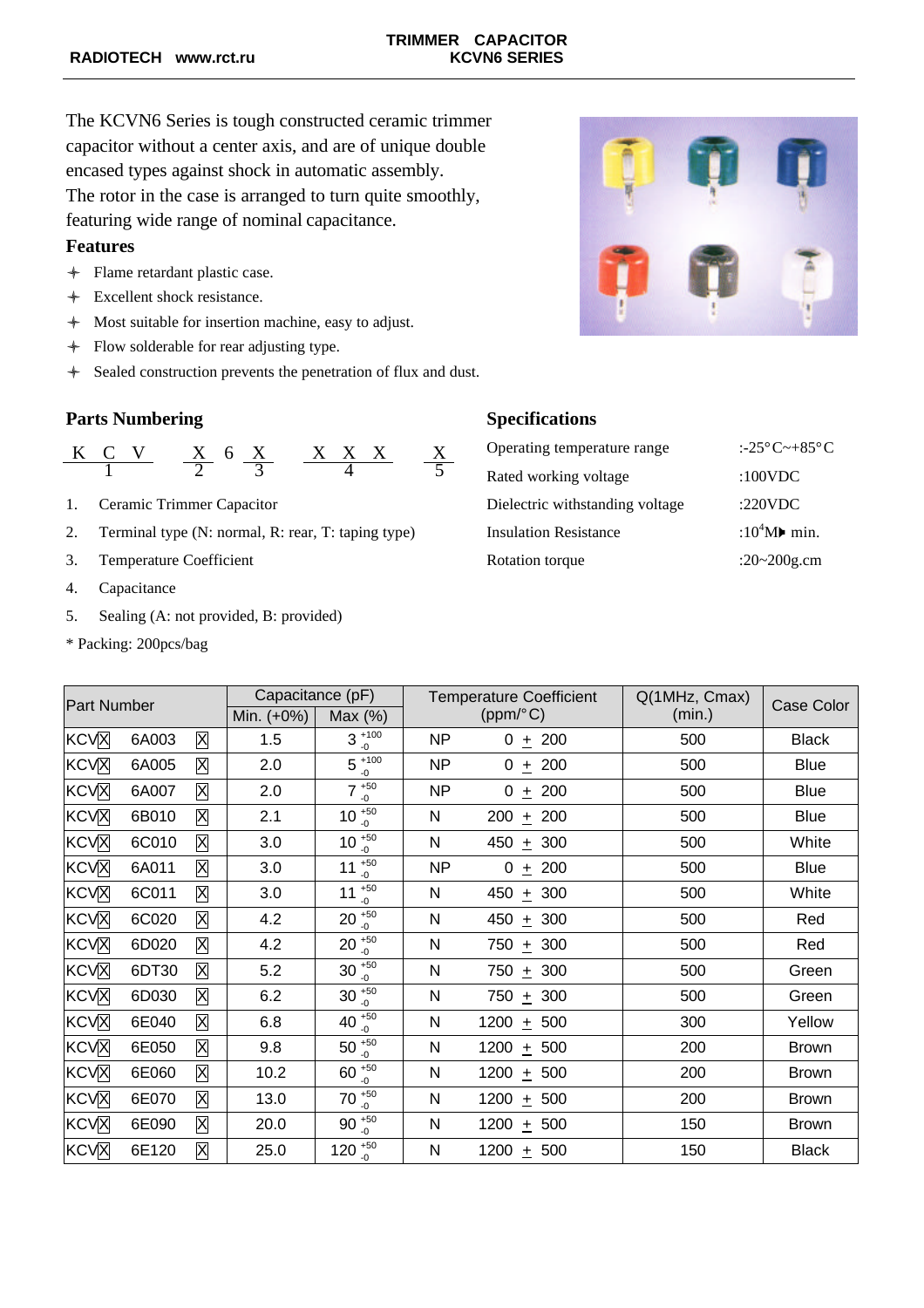RADIOTECH www.rct.ru

# TRIMMER CAPACITOR KCVN6 SERIES

The KCVN6 Series is tough constructed ceramic trimmer capacitor without a center axis, and are of unique double encased types against shock in automatic assembly.
The rotor in the case is arranged to turn quite smoothly, featuring wide range of nominal capacitance.

## Features

- Flame retardant plastic case.
- Excellent shock resistance.
- Most suitable for insertion machine, easy to adjust.
- Flow solderable for rear adjusting type.
- Sealed construction prevents the penetration of flux and dust.

## Parts Numbering

| K C V | X 6 X | X X X | X |
|---|---|---|---|
| 1 | 2 3 | 4 | 5 |

1. Ceramic Trimmer Capacitor
2. Terminal type (N: normal, R: rear, T: taping type)
3. Temperature Coefficient
4. Capacitance
5. Sealing (A: not provided, B: provided)

\* Packing: 200pcs/bag

## Specifications

| | |
|---|---|
| Operating temperature range | :-25°C~+85°C |
| Rated working voltage | :100VDC |
| Dielectric withstanding voltage | :220VDC |
| Insulation Resistance | :$10^4$MΩ min. |
| Rotation torque | :20~200g.cm |

| Part Number | Capacitance (pF) | | Temperature Coefficient (ppm/°C) | | Q(1MHz, Cmax) (min.) | Case Color |
|---|---|---|---|---|---|---|
| | Min. (+0%) | Max (%) | | | | |
| KCV☒ 6A003 ☒ | 1.5 | $3^{+100}_{-0}$ | NP | 0 ± 200 | 500 | Black |
| KCV☒ 6A005 ☒ | 2.0 | $5^{+100}_{-0}$ | NP | 0 ± 200 | 500 | Blue |
| KCV☒ 6A007 ☒ | 2.0 | $7^{+50}_{-0}$ | NP | 0 ± 200 | 500 | Blue |
| KCV☒ 6B010 ☒ | 2.1 | $10^{+50}_{-0}$ | N | 200 ± 200 | 500 | Blue |
| KCV☒ 6C010 ☒ | 3.0 | $10^{+50}_{-0}$ | N | 450 ± 300 | 500 | White |
| KCV☒ 6A011 ☒ | 3.0 | $11^{+50}_{-0}$ | NP | 0 ± 200 | 500 | Blue |
| KCV☒ 6C011 ☒ | 3.0 | $11^{+50}_{-0}$ | N | 450 ± 300 | 500 | White |
| KCV☒ 6C020 ☒ | 4.2 | $20^{+50}_{-0}$ | N | 450 ± 300 | 500 | Red |
| KCV☒ 6D020 ☒ | 4.2 | $20^{+50}_{-0}$ | N | 750 ± 300 | 500 | Red |
| KCV☒ 6DT30 ☒ | 5.2 | $30^{+50}_{-0}$ | N | 750 ± 300 | 500 | Green |
| KCV☒ 6D030 ☒ | 6.2 | $30^{+50}_{-0}$ | N | 750 ± 300 | 500 | Green |
| KCV☒ 6E040 ☒ | 6.8 | $40^{+50}_{-0}$ | N | 1200 ± 500 | 300 | Yellow |
| KCV☒ 6E050 ☒ | 9.8 | $50^{+50}_{-0}$ | N | 1200 ± 500 | 200 | Brown |
| KCV☒ 6E060 ☒ | 10.2 | $60^{+50}_{-0}$ | N | 1200 ± 500 | 200 | Brown |
| KCV☒ 6E070 ☒ | 13.0 | $70^{+50}_{-0}$ | N | 1200 ± 500 | 200 | Brown |
| KCV☒ 6E090 ☒ | 20.0 | $90^{+50}_{-0}$ | N | 1200 ± 500 | 150 | Brown |
| KCV☒ 6E120 ☒ | 25.0 | $120^{+50}_{-0}$ | N | 1200 ± 500 | 150 | Black |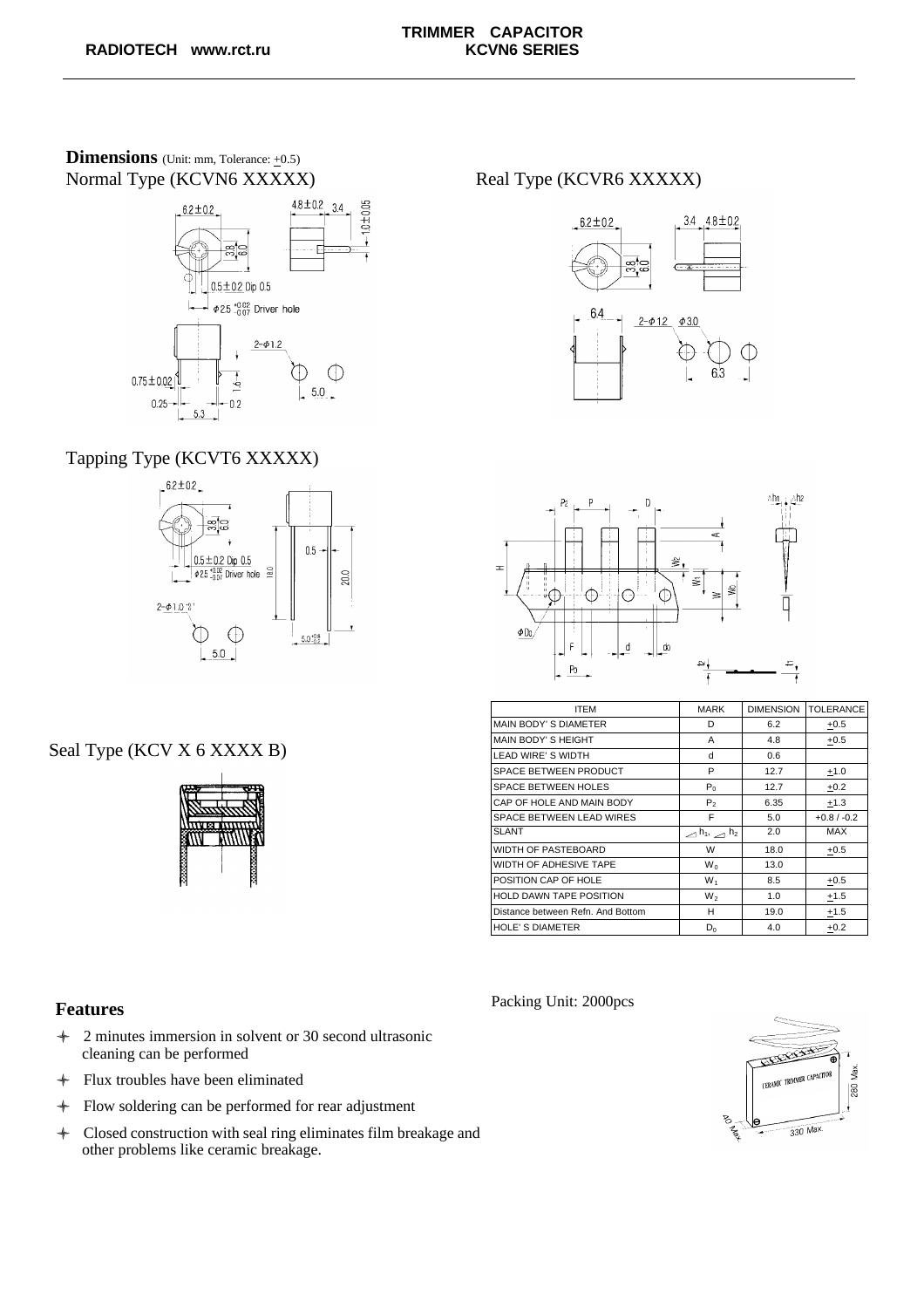## Dimensions (Unit: mm, Tolerance: ±0.5)

### Normal Type (KCVN6 XXXXX)

### Real Type (KCVR6 XXXXX)

### Tapping Type (KCVT6 XXXXX)

### Seal Type (KCV X 6 XXXX B)

| ITEM | MARK | DIMENSION | TOLERANCE |
|---|---|---|---|
| MAIN BODY' S DIAMETER | D | 6.2 | ±0.5 |
| MAIN BODY' S HEIGHT | A | 4.8 | ±0.5 |
| LEAD WIRE' S WIDTH | d | 0.6 | |
| SPACE BETWEEN PRODUCT | P | 12.7 | ±1.0 |
| SPACE BETWEEN HOLES | $P_0$ | 12.7 | ±0.2 |
| CAP OF HOLE AND MAIN BODY | $P_2$ | 6.35 | ±1.3 |
| SPACE BETWEEN LEAD WIRES | F | 5.0 | +0.8 / -0.2 |
| SLANT | $\Delta h_1, \Delta h_2$ | 2.0 | MAX |
| WIDTH OF PASTEBOARD | W | 18.0 | ±0.5 |
| WIDTH OF ADHESIVE TAPE | $W_0$ | 13.0 | |
| POSITION CAP OF HOLE | $W_1$ | 8.5 | ±0.5 |
| HOLD DAWN TAPE POSITION | $W_2$ | 1.0 | ±1.5 |
| Distance between Refn. And Bottom | H | 19.0 | ±1.5 |
| HOLE' S DIAMETER | $D_0$ | 4.0 | ±0.2 |

Packing Unit: 2000pcs

## Features

- 2 minutes immersion in solvent or 30 second ultrasonic cleaning can be performed
- Flux troubles have been eliminated
- Flow soldering can be performed for rear adjustment
- Closed construction with seal ring eliminates film breakage and other problems like ceramic breakage.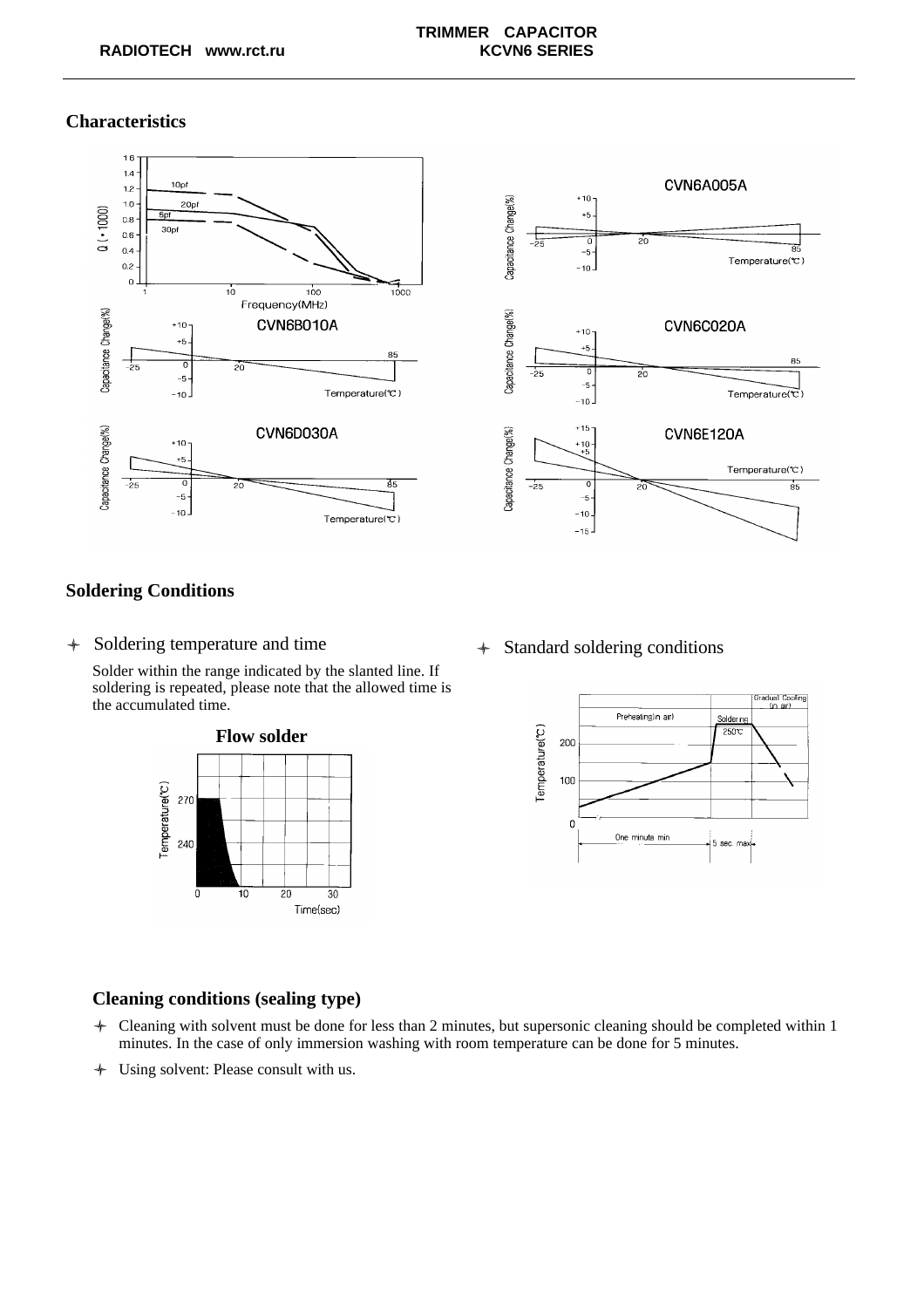## Characteristics

Q (• 1000)
1.6
1.4
1.2
1.0
0.8
0.6
0.4
0.2
0
10pf
20pf
5pf
30pf
1
10
100
1000
Frequency(MHz)

CVN6A005A
Capacitance Change(%)
+10
+5
0
-5
-10
-25
20
85
Temperature(℃)

CVN6B010A
Capacitance Change(%)
+10
+5
0
-5
-10
-25
20
85
Temperature(℃)

CVN6C020A
Capacitance Change(%)
+10
+5
0
-5
-10
-25
20
85
Temperature(℃)

CVN6D030A
Capacitance Change(%)
+10
+5
0
-5
-10
-25
20
85
Temperature(℃)

CVN6E120A
Capacitance Change(%)
+15
+10
+5
0
-5
-10
-15
-25
20
85
Temperature(℃)

## Soldering Conditions

- Soldering temperature and time

  Solder within the range indicated by the slanted line. If soldering is repeated, please note that the allowed time is the accumulated time.

**Flow solder**

Temperature(℃)
270
240
0
10
20
30
Time(sec)

- Standard soldering conditions

Gradual Cooling (in air)
Preheating(in air)
Soldering
250℃
Temperature(℃)
200
100
0
One minute min
5 sec. max

## Cleaning conditions (sealing type)

- Cleaning with solvent must be done for less than 2 minutes, but supersonic cleaning should be completed within 1 minutes. In the case of only immersion washing with room temperature can be done for 5 minutes.
- Using solvent: Please consult with us.